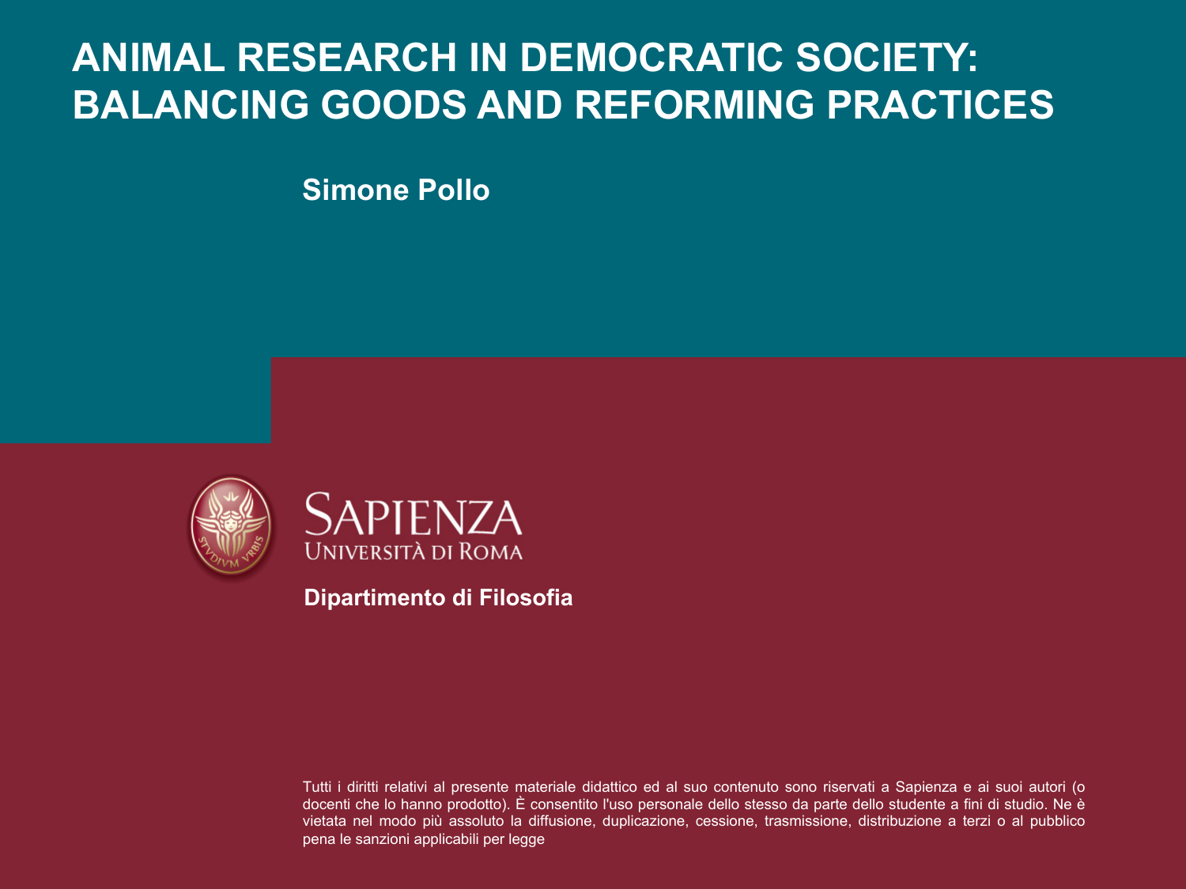# ANIMAL RESEARCH IN DEMOCRATIC SOCIETY: BALANCING GOODS AND REFORMING PRACTICES

**Simone Pollo**

SAPIENZA
UNIVERSITÀ DI ROMA

**Dipartimento di Filosofia**

Tutti i diritti relativi al presente materiale didattico ed al suo contenuto sono riservati a Sapienza e ai suoi autori (o docenti che lo hanno prodotto). È consentito l'uso personale dello stesso da parte dello studente a fini di studio. Ne è vietata nel modo più assoluto la diffusione, duplicazione, cessione, trasmissione, distribuzione a terzi o al pubblico pena le sanzioni applicabili per legge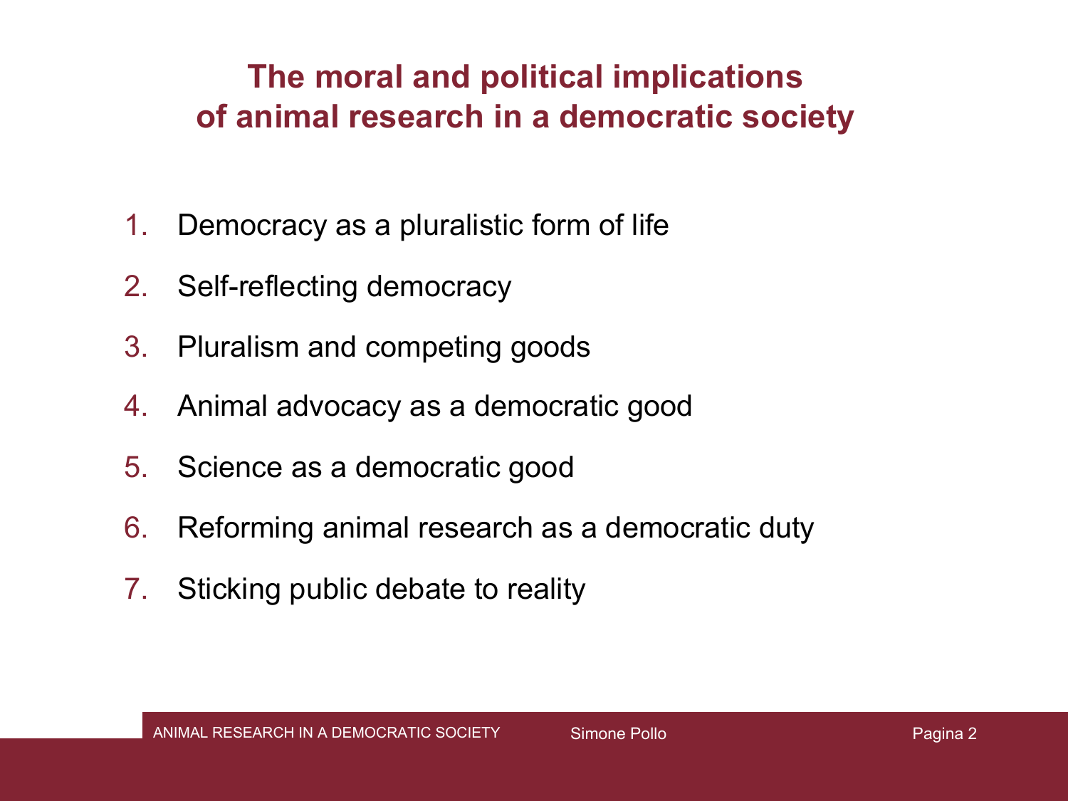# The moral and political implications of animal research in a democratic society

1. Democracy as a pluralistic form of life
2. Self-reflecting democracy
3. Pluralism and competing goods
4. Animal advocacy as a democratic good
5. Science as a democratic good
6. Reforming animal research as a democratic duty
7. Sticking public debate to reality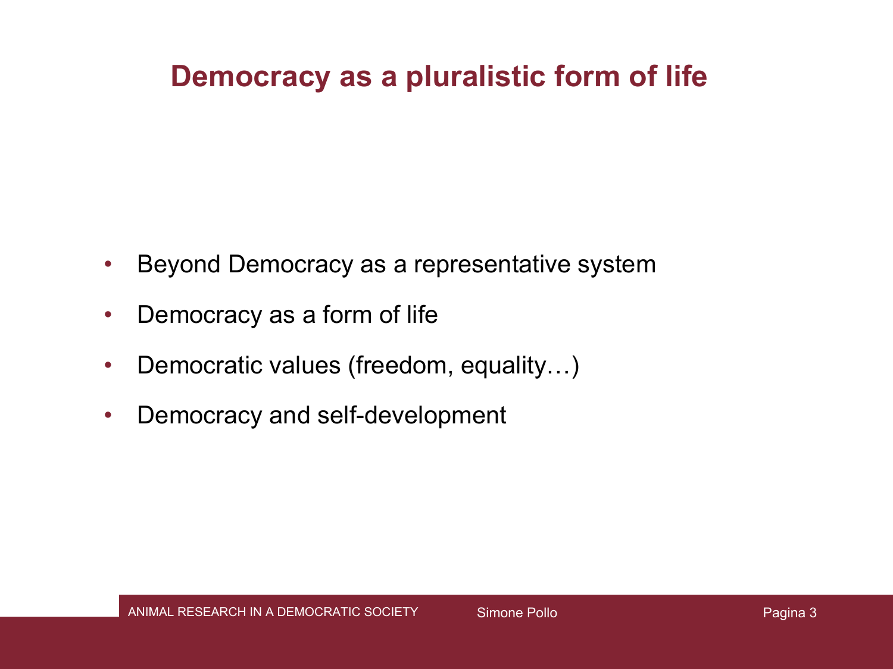# Democracy as a pluralistic form of life

- Beyond Democracy as a representative system
- Democracy as a form of life
- Democratic values (freedom, equality…)
- Democracy and self-development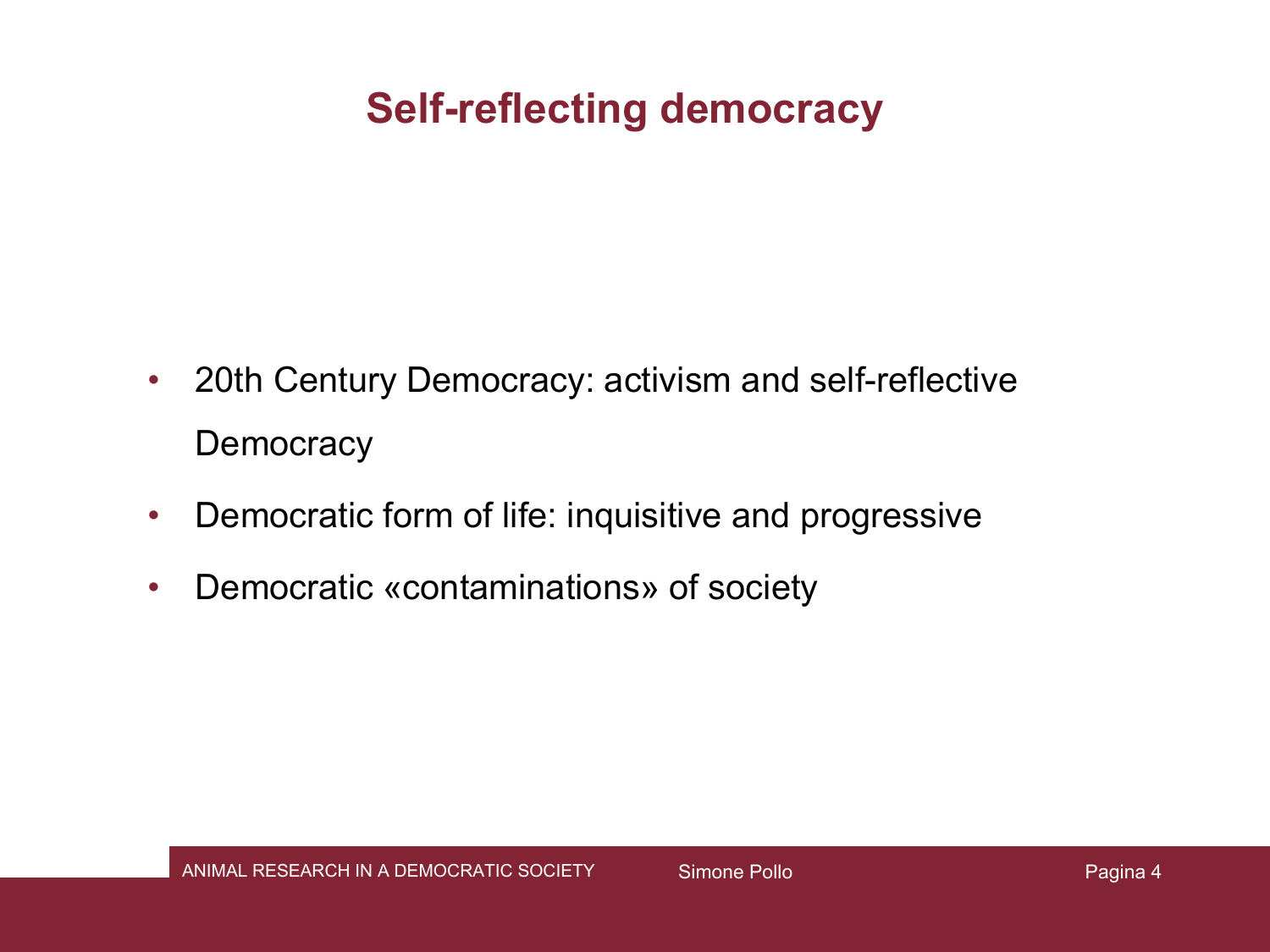# Self-reflecting democracy

- 20th Century Democracy: activism and self-reflective Democracy
- Democratic form of life: inquisitive and progressive
- Democratic «contaminations» of society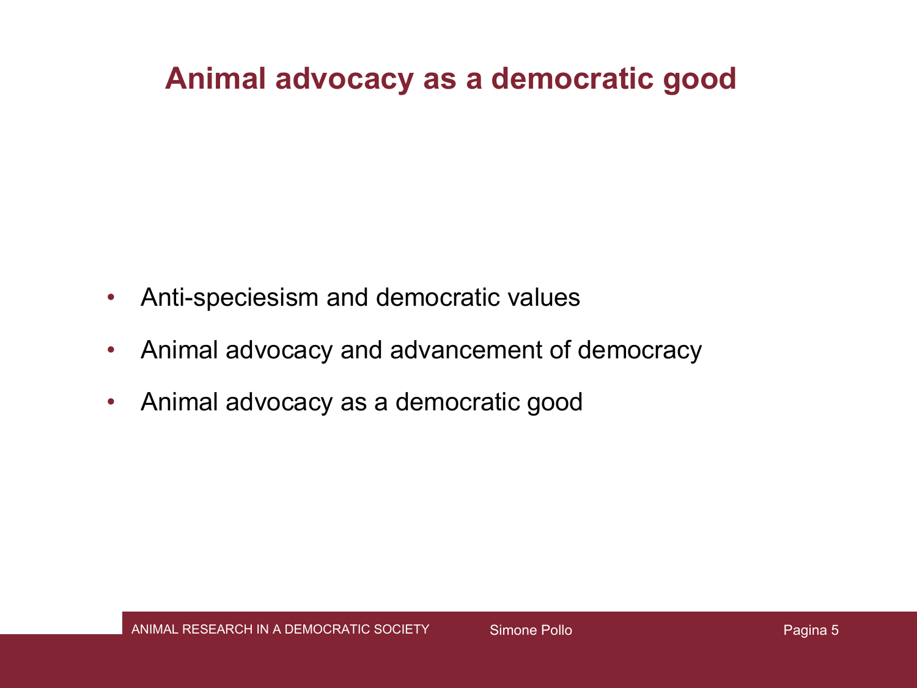# Animal advocacy as a democratic good

- Anti-speciesism and democratic values
- Animal advocacy and advancement of democracy
- Animal advocacy as a democratic good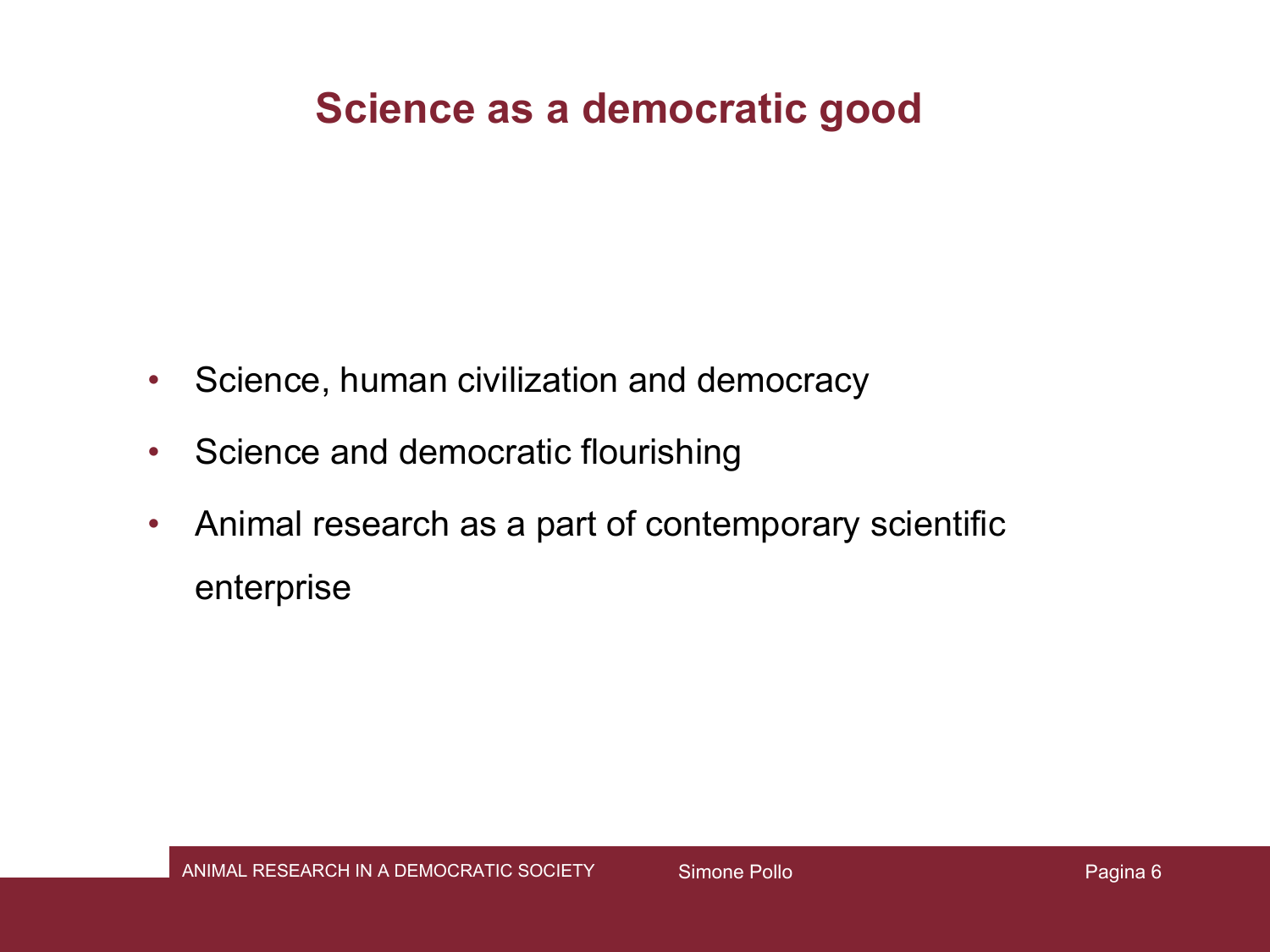# Science as a democratic good

- Science, human civilization and democracy
- Science and democratic flourishing
- Animal research as a part of contemporary scientific enterprise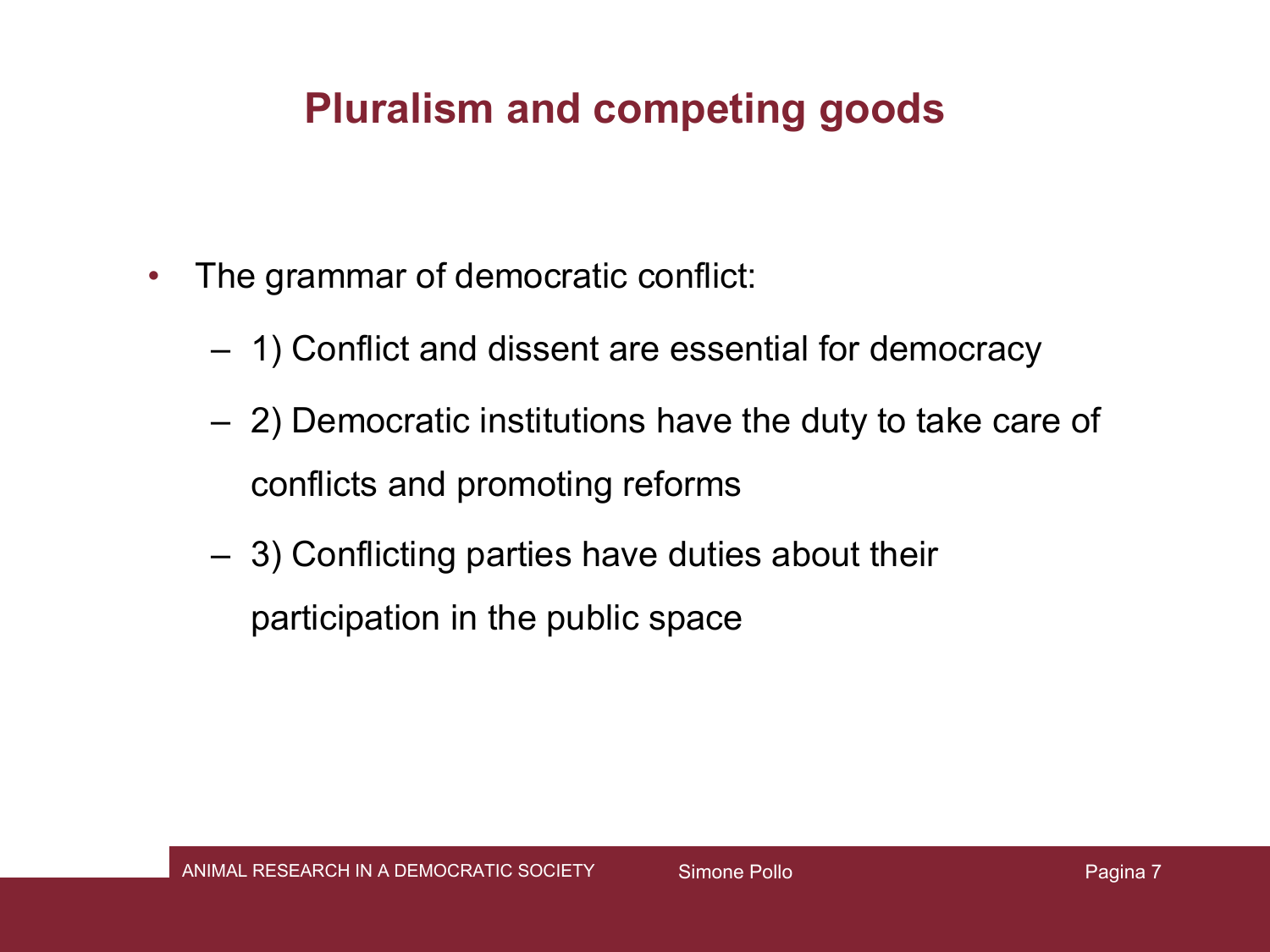# Pluralism and competing goods

- The grammar of democratic conflict:
  - 1) Conflict and dissent are essential for democracy
  - 2) Democratic institutions have the duty to take care of conflicts and promoting reforms
  - 3) Conflicting parties have duties about their participation in the public space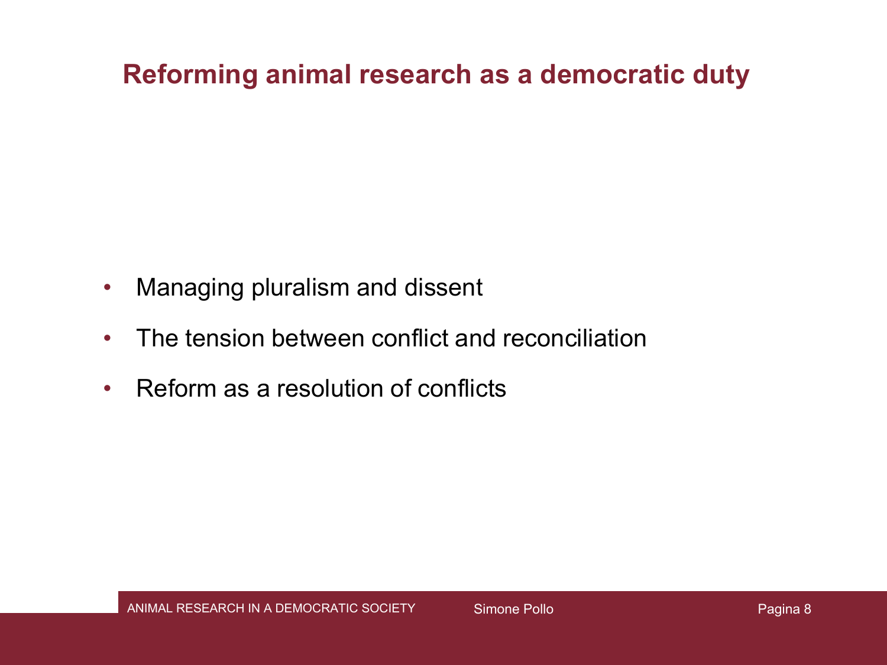# Reforming animal research as a democratic duty

- Managing pluralism and dissent
- The tension between conflict and reconciliation
- Reform as a resolution of conflicts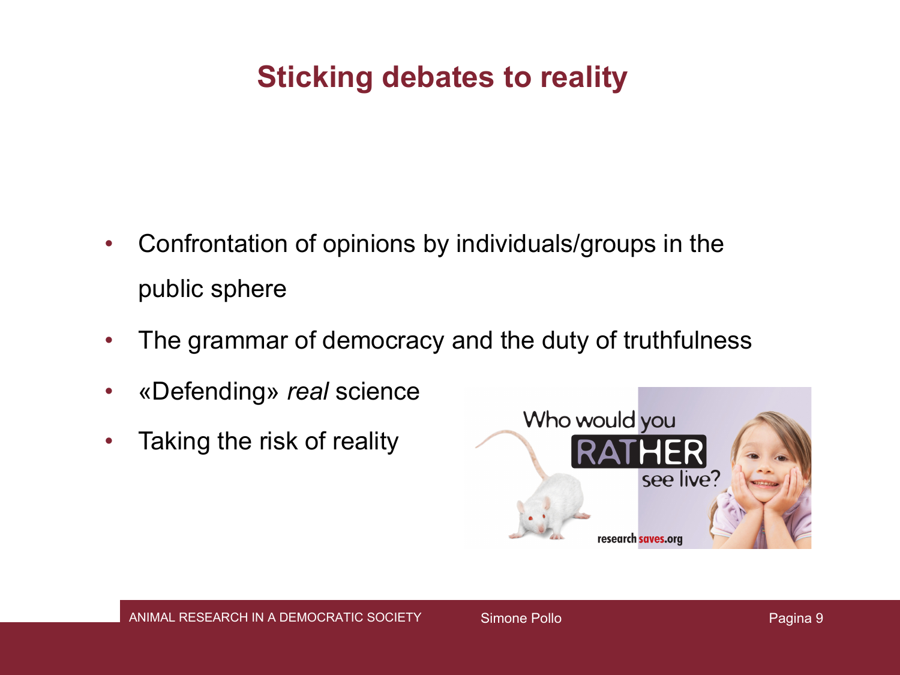# Sticking debates to reality

- Confrontation of opinions by individuals/groups in the public sphere
- The grammar of democracy and the duty of truthfulness
- «Defending» *real* science
- Taking the risk of reality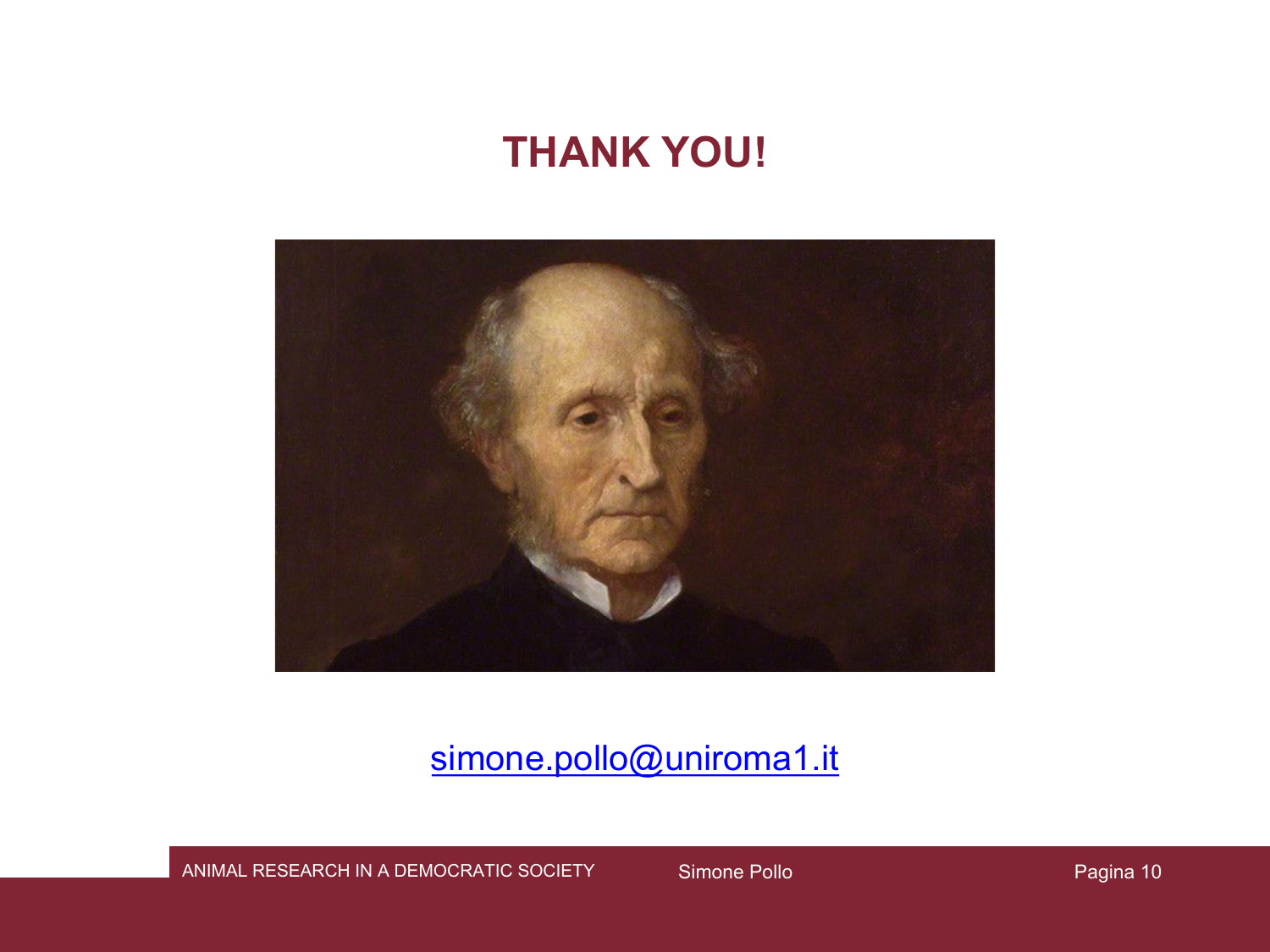# THANK YOU!

simone.pollo@uniroma1.it